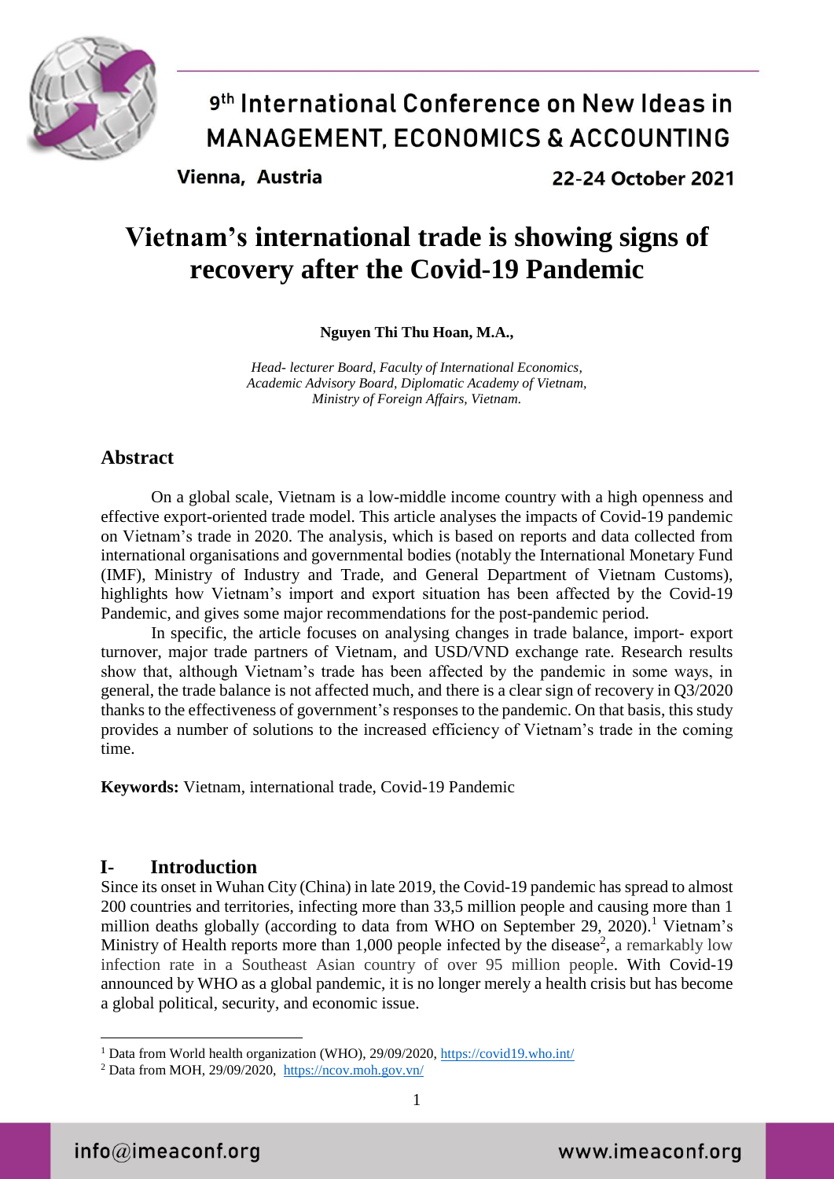# Vietnam's international trade is showing signs of recovery after the Covid-19 Pandemic

**Nguyen Thi Thu Hoan, M.A.,**

*Head- lecturer Board, Faculty of International Economics, Academic Advisory Board, Diplomatic Academy of Vietnam, Ministry of Foreign Affairs, Vietnam.*

## Abstract

On a global scale, Vietnam is a low-middle income country with a high openness and effective export-oriented trade model. This article analyses the impacts of Covid-19 pandemic on Vietnam's trade in 2020. The analysis, which is based on reports and data collected from international organisations and governmental bodies (notably the International Monetary Fund (IMF), Ministry of Industry and Trade, and General Department of Vietnam Customs), highlights how Vietnam's import and export situation has been affected by the Covid-19 Pandemic, and gives some major recommendations for the post-pandemic period.

In specific, the article focuses on analysing changes in trade balance, import- export turnover, major trade partners of Vietnam, and USD/VND exchange rate. Research results show that, although Vietnam's trade has been affected by the pandemic in some ways, in general, the trade balance is not affected much, and there is a clear sign of recovery in Q3/2020 thanks to the effectiveness of government's responses to the pandemic. On that basis, this study provides a number of solutions to the increased efficiency of Vietnam's trade in the coming time.

**Keywords:** Vietnam, international trade, Covid-19 Pandemic

## I- Introduction

Since its onset in Wuhan City (China) in late 2019, the Covid-19 pandemic has spread to almost 200 countries and territories, infecting more than 33,5 million people and causing more than 1 million deaths globally (according to data from WHO on September 29, 2020).[1] Vietnam's Ministry of Health reports more than 1,000 people infected by the disease[2], a remarkably low infection rate in a Southeast Asian country of over 95 million people. With Covid-19 announced by WHO as a global pandemic, it is no longer merely a health crisis but has become a global political, security, and economic issue.

[1] Data from World health organization (WHO), 29/09/2020, https://covid19.who.int/

[2] Data from MOH, 29/09/2020, https://ncov.moh.gov.vn/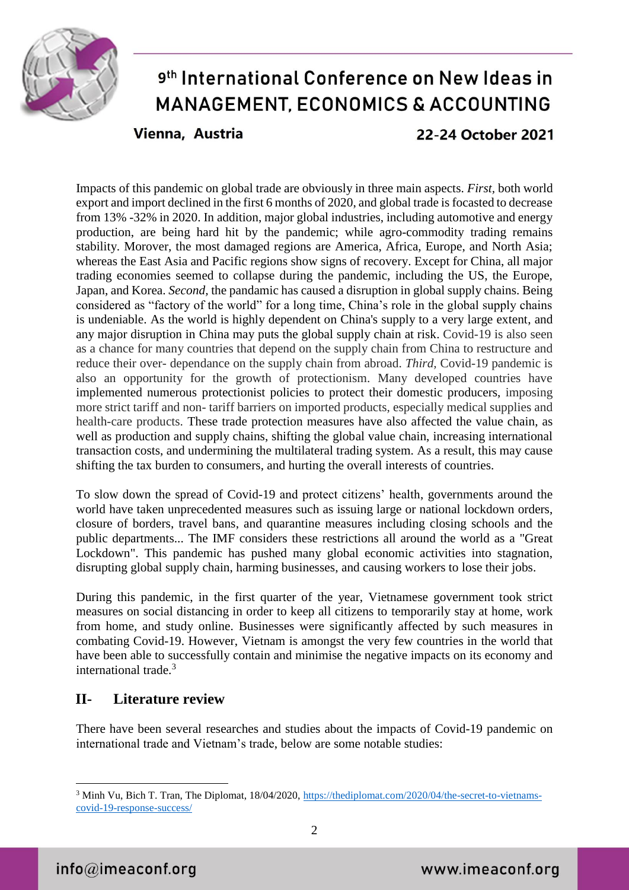Impacts of this pandemic on global trade are obviously in three main aspects. *First,* both world export and import declined in the first 6 months of 2020, and global trade is focasted to decrease from 13% -32% in 2020. In addition, major global industries, including automotive and energy production, are being hard hit by the pandemic; while agro-commodity trading remains stability. Morover, the most damaged regions are America, Africa, Europe, and North Asia; whereas the East Asia and Pacific regions show signs of recovery. Except for China, all major trading economies seemed to collapse during the pandemic, including the US, the Europe, Japan, and Korea. *Second,* the pandamic has caused a disruption in global supply chains. Being considered as "factory of the world" for a long time, China's role in the global supply chains is undeniable. As the world is highly dependent on China's supply to a very large extent, and any major disruption in China may puts the global supply chain at risk. Covid-19 is also seen as a chance for many countries that depend on the supply chain from China to restructure and reduce their over- dependance on the supply chain from abroad. *Third,* Covid-19 pandemic is also an opportunity for the growth of protectionism. Many developed countries have implemented numerous protectionist policies to protect their domestic producers, imposing more strict tariff and non- tariff barriers on imported products, especially medical supplies and health-care products. These trade protection measures have also affected the value chain, as well as production and supply chains, shifting the global value chain, increasing international transaction costs, and undermining the multilateral trading system. As a result, this may cause shifting the tax burden to consumers, and hurting the overall interests of countries.

To slow down the spread of Covid-19 and protect citizens' health, governments around the world have taken unprecedented measures such as issuing large or national lockdown orders, closure of borders, travel bans, and quarantine measures including closing schools and the public departments... The IMF considers these restrictions all around the world as a "Great Lockdown". This pandemic has pushed many global economic activities into stagnation, disrupting global supply chain, harming businesses, and causing workers to lose their jobs.

During this pandemic, in the first quarter of the year, Vietnamese government took strict measures on social distancing in order to keep all citizens to temporarily stay at home, work from home, and study online. Businesses were significantly affected by such measures in combating Covid-19. However, Vietnam is amongst the very few countries in the world that have been able to successfully contain and minimise the negative impacts on its economy and international trade.[3]

## II- Literature review

There have been several researches and studies about the impacts of Covid-19 pandemic on international trade and Vietnam's trade, below are some notable studies:

[3] Minh Vu, Bich T. Tran, The Diplomat, 18/04/2020, https://thediplomat.com/2020/04/the-secret-to-vietnams-covid-19-response-success/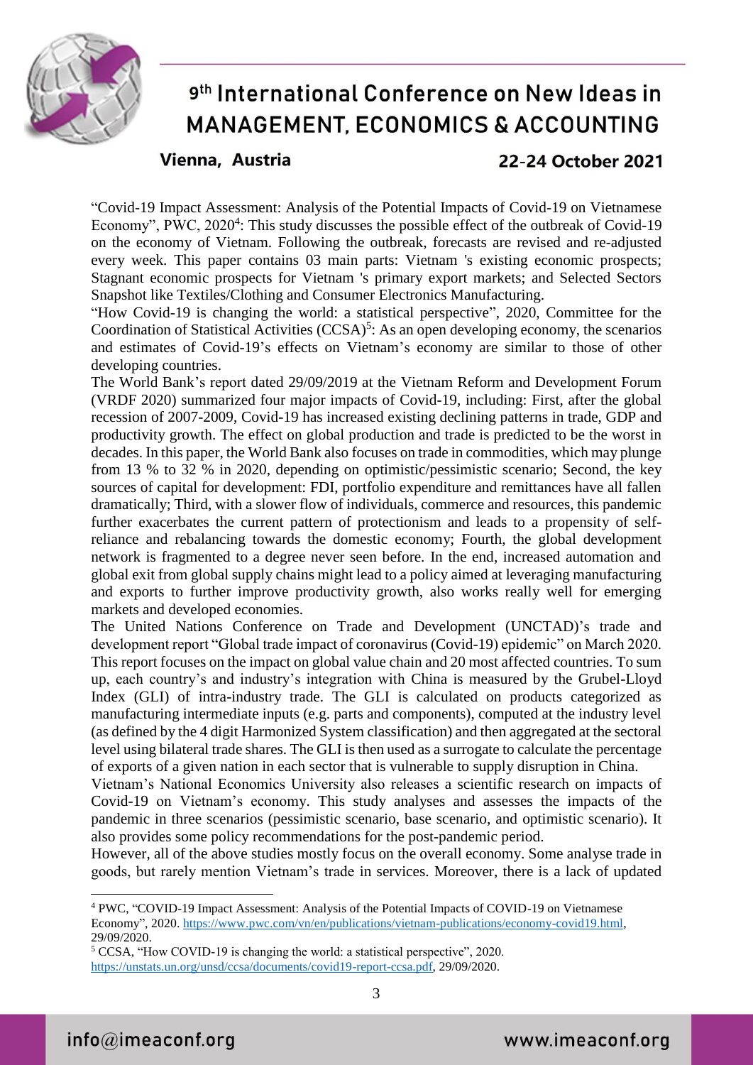"Covid-19 Impact Assessment: Analysis of the Potential Impacts of Covid-19 on Vietnamese Economy", PWC, 2020[4]: This study discusses the possible effect of the outbreak of Covid-19 on the economy of Vietnam. Following the outbreak, forecasts are revised and re-adjusted every week. This paper contains 03 main parts: Vietnam 's existing economic prospects; Stagnant economic prospects for Vietnam 's primary export markets; and Selected Sectors Snapshot like Textiles/Clothing and Consumer Electronics Manufacturing.

"How Covid-19 is changing the world: a statistical perspective", 2020, Committee for the Coordination of Statistical Activities (CCSA)[5]: As an open developing economy, the scenarios and estimates of Covid-19's effects on Vietnam's economy are similar to those of other developing countries.

The World Bank's report dated 29/09/2019 at the Vietnam Reform and Development Forum (VRDF 2020) summarized four major impacts of Covid-19, including: First, after the global recession of 2007-2009, Covid-19 has increased existing declining patterns in trade, GDP and productivity growth. The effect on global production and trade is predicted to be the worst in decades. In this paper, the World Bank also focuses on trade in commodities, which may plunge from 13 % to 32 % in 2020, depending on optimistic/pessimistic scenario; Second, the key sources of capital for development: FDI, portfolio expenditure and remittances have all fallen dramatically; Third, with a slower flow of individuals, commerce and resources, this pandemic further exacerbates the current pattern of protectionism and leads to a propensity of self-reliance and rebalancing towards the domestic economy; Fourth, the global development network is fragmented to a degree never seen before. In the end, increased automation and global exit from global supply chains might lead to a policy aimed at leveraging manufacturing and exports to further improve productivity growth, also works really well for emerging markets and developed economies.

The United Nations Conference on Trade and Development (UNCTAD)'s trade and development report "Global trade impact of coronavirus (Covid-19) epidemic" on March 2020. This report focuses on the impact on global value chain and 20 most affected countries. To sum up, each country's and industry's integration with China is measured by the Grubel-Lloyd Index (GLI) of intra-industry trade. The GLI is calculated on products categorized as manufacturing intermediate inputs (e.g. parts and components), computed at the industry level (as defined by the 4 digit Harmonized System classification) and then aggregated at the sectoral level using bilateral trade shares. The GLI is then used as a surrogate to calculate the percentage of exports of a given nation in each sector that is vulnerable to supply disruption in China.

Vietnam's National Economics University also releases a scientific research on impacts of Covid-19 on Vietnam's economy. This study analyses and assesses the impacts of the pandemic in three scenarios (pessimistic scenario, base scenario, and optimistic scenario). It also provides some policy recommendations for the post-pandemic period.

However, all of the above studies mostly focus on the overall economy. Some analyse trade in goods, but rarely mention Vietnam's trade in services. Moreover, there is a lack of updated

---

[4] PWC, "COVID-19 Impact Assessment: Analysis of the Potential Impacts of COVID-19 on Vietnamese Economy", 2020. https://www.pwc.com/vn/en/publications/vietnam-publications/economy-covid19.html, 29/09/2020.

[5] CCSA, "How COVID-19 is changing the world: a statistical perspective", 2020. https://unstats.un.org/unsd/ccsa/documents/covid19-report-ccsa.pdf, 29/09/2020.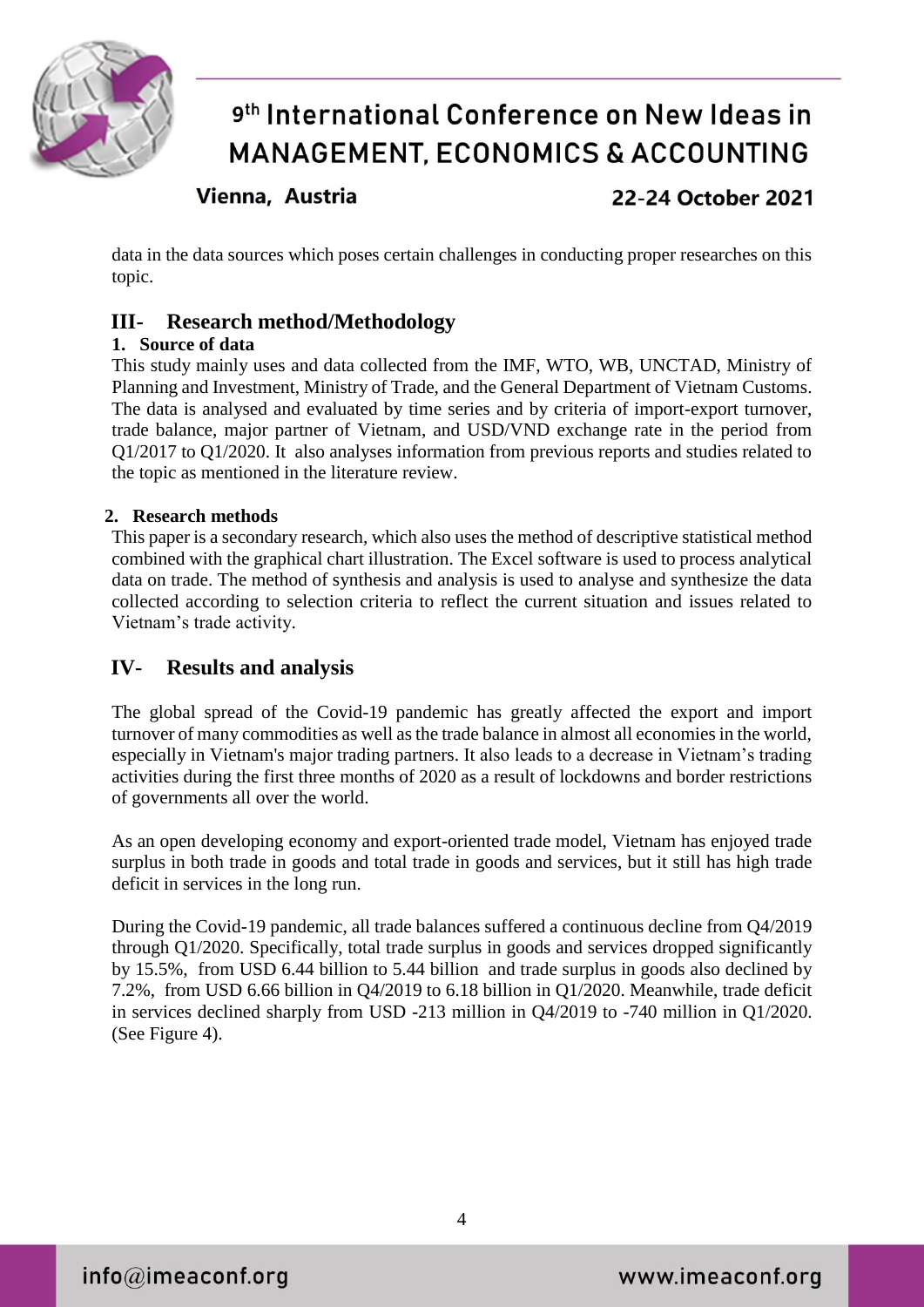data in the data sources which poses certain challenges in conducting proper researches on this topic.

## III- Research method/Methodology

### 1. Source of data

This study mainly uses and data collected from the IMF, WTO, WB, UNCTAD, Ministry of Planning and Investment, Ministry of Trade, and the General Department of Vietnam Customs. The data is analysed and evaluated by time series and by criteria of import-export turnover, trade balance, major partner of Vietnam, and USD/VND exchange rate in the period from Q1/2017 to Q1/2020. It also analyses information from previous reports and studies related to the topic as mentioned in the literature review.

### 2. Research methods

This paper is a secondary research, which also uses the method of descriptive statistical method combined with the graphical chart illustration. The Excel software is used to process analytical data on trade. The method of synthesis and analysis is used to analyse and synthesize the data collected according to selection criteria to reflect the current situation and issues related to Vietnam's trade activity.

## IV- Results and analysis

The global spread of the Covid-19 pandemic has greatly affected the export and import turnover of many commodities as well as the trade balance in almost all economies in the world, especially in Vietnam's major trading partners. It also leads to a decrease in Vietnam's trading activities during the first three months of 2020 as a result of lockdowns and border restrictions of governments all over the world.

As an open developing economy and export-oriented trade model, Vietnam has enjoyed trade surplus in both trade in goods and total trade in goods and services, but it still has high trade deficit in services in the long run.

During the Covid-19 pandemic, all trade balances suffered a continuous decline from Q4/2019 through Q1/2020. Specifically, total trade surplus in goods and services dropped significantly by 15.5%, from USD 6.44 billion to 5.44 billion and trade surplus in goods also declined by 7.2%, from USD 6.66 billion in Q4/2019 to 6.18 billion in Q1/2020. Meanwhile, trade deficit in services declined sharply from USD -213 million in Q4/2019 to -740 million in Q1/2020. (See Figure 4).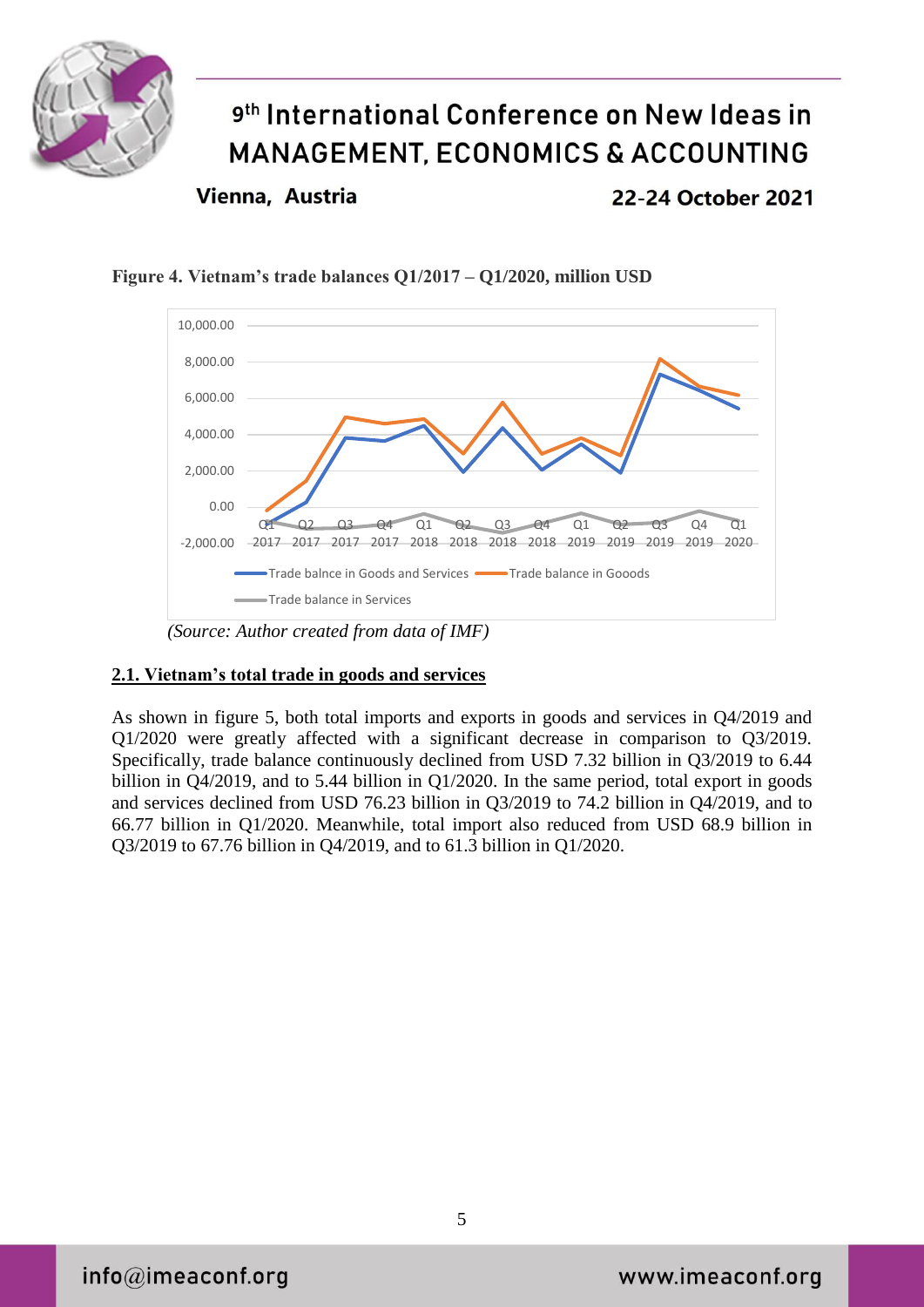**Figure 4. Vietnam's trade balances Q1/2017 – Q1/2020, million USD**

*(Source: Author created from data of IMF)*

## 2.1. Vietnam's total trade in goods and services

As shown in figure 5, both total imports and exports in goods and services in Q4/2019 and Q1/2020 were greatly affected with a significant decrease in comparison to Q3/2019. Specifically, trade balance continuously declined from USD 7.32 billion in Q3/2019 to 6.44 billion in Q4/2019, and to 5.44 billion in Q1/2020. In the same period, total export in goods and services declined from USD 76.23 billion in Q3/2019 to 74.2 billion in Q4/2019, and to 66.77 billion in Q1/2020. Meanwhile, total import also reduced from USD 68.9 billion in Q3/2019 to 67.76 billion in Q4/2019, and to 61.3 billion in Q1/2020.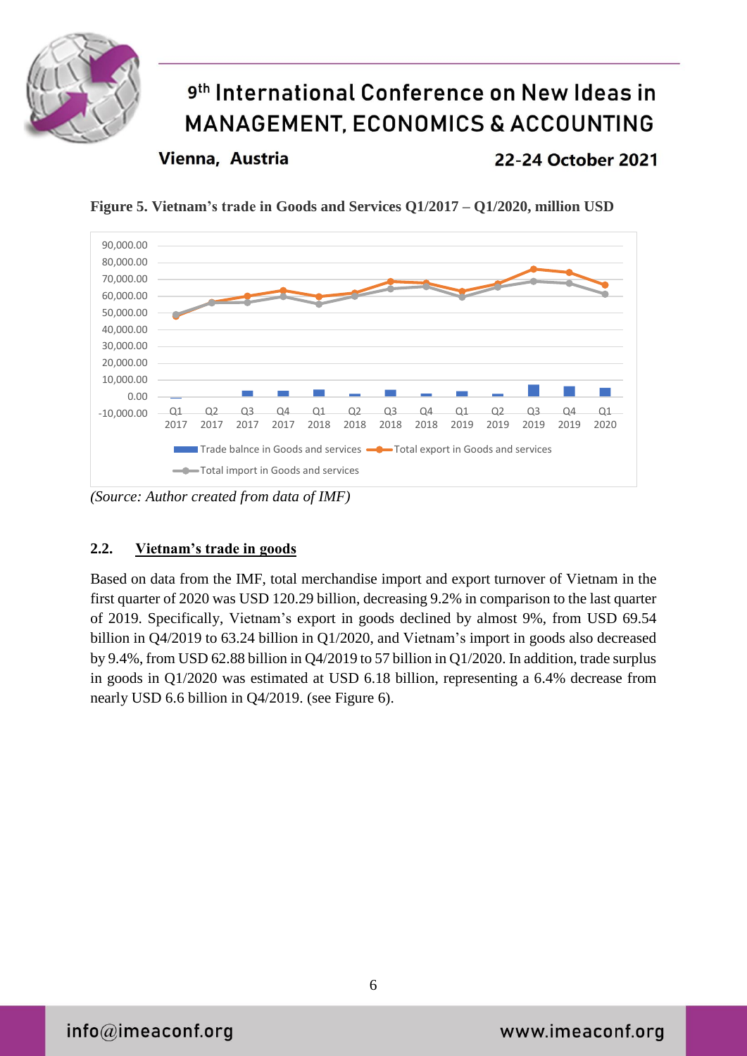**Figure 5. Vietnam's trade in Goods and Services Q1/2017 – Q1/2020, million USD**

*(Source: Author created from data of IMF)*

### 2.2. Vietnam's trade in goods

Based on data from the IMF, total merchandise import and export turnover of Vietnam in the first quarter of 2020 was USD 120.29 billion, decreasing 9.2% in comparison to the last quarter of 2019. Specifically, Vietnam's export in goods declined by almost 9%, from USD 69.54 billion in Q4/2019 to 63.24 billion in Q1/2020, and Vietnam's import in goods also decreased by 9.4%, from USD 62.88 billion in Q4/2019 to 57 billion in Q1/2020. In addition, trade surplus in goods in Q1/2020 was estimated at USD 6.18 billion, representing a 6.4% decrease from nearly USD 6.6 billion in Q4/2019. (see Figure 6).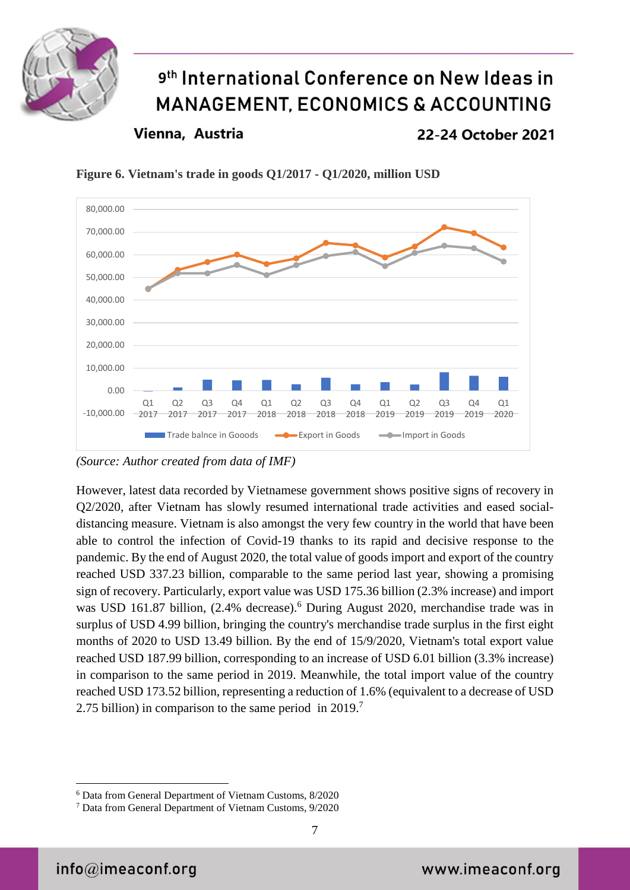**Figure 6. Vietnam's trade in goods Q1/2017 - Q1/2020, million USD**

*(Source: Author created from data of IMF)*

However, latest data recorded by Vietnamese government shows positive signs of recovery in Q2/2020, after Vietnam has slowly resumed international trade activities and eased social-distancing measure. Vietnam is also amongst the very few country in the world that have been able to control the infection of Covid-19 thanks to its rapid and decisive response to the pandemic. By the end of August 2020, the total value of goods import and export of the country reached USD 337.23 billion, comparable to the same period last year, showing a promising sign of recovery. Particularly, export value was USD 175.36 billion (2.3% increase) and import was USD 161.87 billion, (2.4% decrease).[6] During August 2020, merchandise trade was in surplus of USD 4.99 billion, bringing the country's merchandise trade surplus in the first eight months of 2020 to USD 13.49 billion. By the end of 15/9/2020, Vietnam's total export value reached USD 187.99 billion, corresponding to an increase of USD 6.01 billion (3.3% increase) in comparison to the same period in 2019. Meanwhile, the total import value of the country reached USD 173.52 billion, representing a reduction of 1.6% (equivalent to a decrease of USD 2.75 billion) in comparison to the same period in 2019.[7]

---

[6] Data from General Department of Vietnam Customs, 8/2020

[7] Data from General Department of Vietnam Customs, 9/2020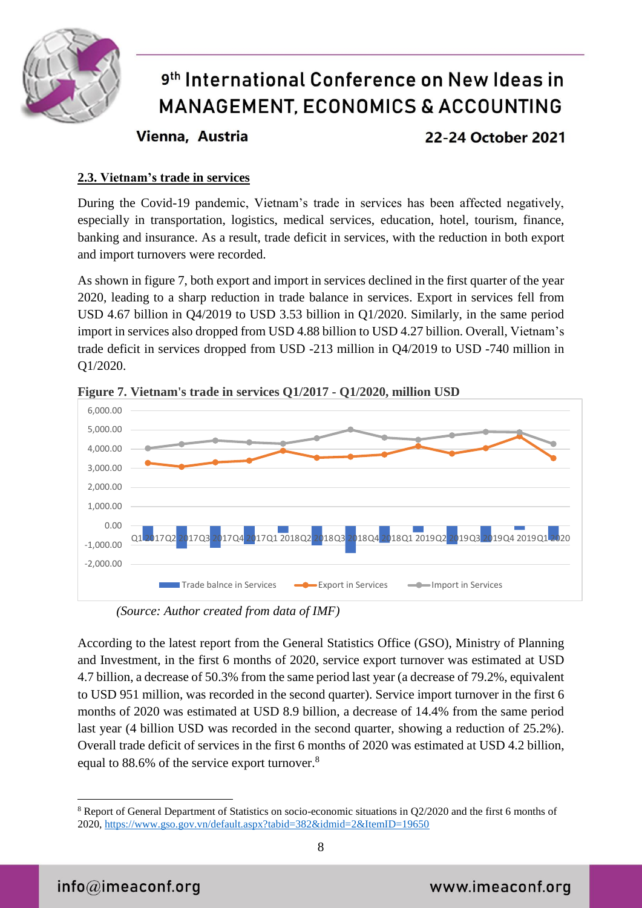### 2.3. Vietnam's trade in services

During the Covid-19 pandemic, Vietnam's trade in services has been affected negatively, especially in transportation, logistics, medical services, education, hotel, tourism, finance, banking and insurance. As a result, trade deficit in services, with the reduction in both export and import turnovers were recorded.

As shown in figure 7, both export and import in services declined in the first quarter of the year 2020, leading to a sharp reduction in trade balance in services. Export in services fell from USD 4.67 billion in Q4/2019 to USD 3.53 billion in Q1/2020. Similarly, in the same period import in services also dropped from USD 4.88 billion to USD 4.27 billion. Overall, Vietnam's trade deficit in services dropped from USD -213 million in Q4/2019 to USD -740 million in Q1/2020.

**Figure 7. Vietnam's trade in services Q1/2017 - Q1/2020, million USD**

*(Source: Author created from data of IMF)*

According to the latest report from the General Statistics Office (GSO), Ministry of Planning and Investment, in the first 6 months of 2020, service export turnover was estimated at USD 4.7 billion, a decrease of 50.3% from the same period last year (a decrease of 79.2%, equivalent to USD 951 million, was recorded in the second quarter). Service import turnover in the first 6 months of 2020 was estimated at USD 8.9 billion, a decrease of 14.4% from the same period last year (4 billion USD was recorded in the second quarter, showing a reduction of 25.2%). Overall trade deficit of services in the first 6 months of 2020 was estimated at USD 4.2 billion, equal to 88.6% of the service export turnover.[8]

[8] Report of General Department of Statistics on socio-economic situations in Q2/2020 and the first 6 months of 2020, https://www.gso.gov.vn/default.aspx?tabid=382&idmid=2&ItemID=19650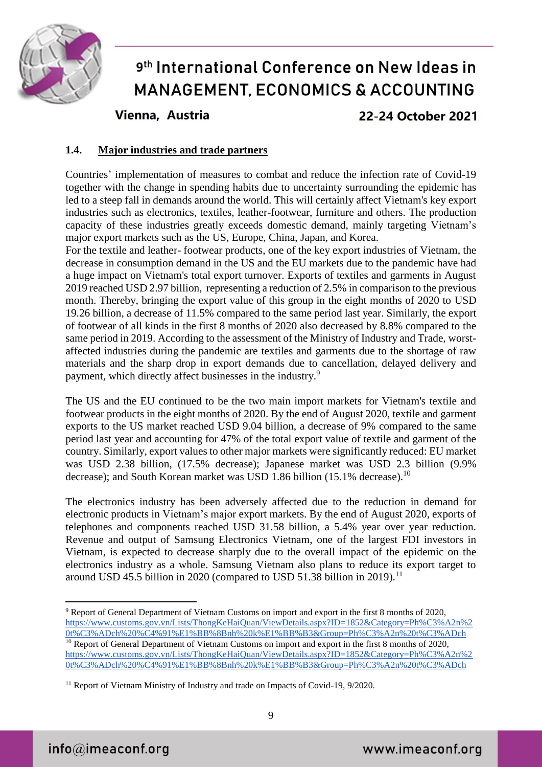### 1.4. Major industries and trade partners

Countries' implementation of measures to combat and reduce the infection rate of Covid-19 together with the change in spending habits due to uncertainty surrounding the epidemic has led to a steep fall in demands around the world. This will certainly affect Vietnam's key export industries such as electronics, textiles, leather-footwear, furniture and others. The production capacity of these industries greatly exceeds domestic demand, mainly targeting Vietnam's major export markets such as the US, Europe, China, Japan, and Korea.
For the textile and leather- footwear products, one of the key export industries of Vietnam, the decrease in consumption demand in the US and the EU markets due to the pandemic have had a huge impact on Vietnam's total export turnover. Exports of textiles and garments in August 2019 reached USD 2.97 billion, representing a reduction of 2.5% in comparison to the previous month. Thereby, bringing the export value of this group in the eight months of 2020 to USD 19.26 billion, a decrease of 11.5% compared to the same period last year. Similarly, the export of footwear of all kinds in the first 8 months of 2020 also decreased by 8.8% compared to the same period in 2019. According to the assessment of the Ministry of Industry and Trade, worst-affected industries during the pandemic are textiles and garments due to the shortage of raw materials and the sharp drop in export demands due to cancellation, delayed delivery and payment, which directly affect businesses in the industry.[9]

The US and the EU continued to be the two main import markets for Vietnam's textile and footwear products in the eight months of 2020. By the end of August 2020, textile and garment exports to the US market reached USD 9.04 billion, a decrease of 9% compared to the same period last year and accounting for 47% of the total export value of textile and garment of the country. Similarly, export values to other major markets were significantly reduced: EU market was USD 2.38 billion, (17.5% decrease); Japanese market was USD 2.3 billion (9.9% decrease); and South Korean market was USD 1.86 billion (15.1% decrease).[10]

The electronics industry has been adversely affected due to the reduction in demand for electronic products in Vietnam's major export markets. By the end of August 2020, exports of telephones and components reached USD 31.58 billion, a 5.4% year over year reduction. Revenue and output of Samsung Electronics Vietnam, one of the largest FDI investors in Vietnam, is expected to decrease sharply due to the overall impact of the epidemic on the electronics industry as a whole. Samsung Vietnam also plans to reduce its export target to around USD 45.5 billion in 2020 (compared to USD 51.38 billion in 2019).[11]

---

[9] Report of General Department of Vietnam Customs on import and export in the first 8 months of 2020, https://www.customs.gov.vn/Lists/ThongKeHaiQuan/ViewDetails.aspx?ID=1852&Category=Ph%C3%A2n%20t%C3%ADch%20%C4%91%E1%BB%8Bnh%20k%E1%BB%B3&Group=Ph%C3%A2n%20t%C3%ADch

[10] Report of General Department of Vietnam Customs on import and export in the first 8 months of 2020, https://www.customs.gov.vn/Lists/ThongKeHaiQuan/ViewDetails.aspx?ID=1852&Category=Ph%C3%A2n%20t%C3%ADch%20%C4%91%E1%BB%8Bnh%20k%E1%BB%B3&Group=Ph%C3%A2n%20t%C3%ADch

[11] Report of Vietnam Ministry of Industry and trade on Impacts of Covid-19, 9/2020.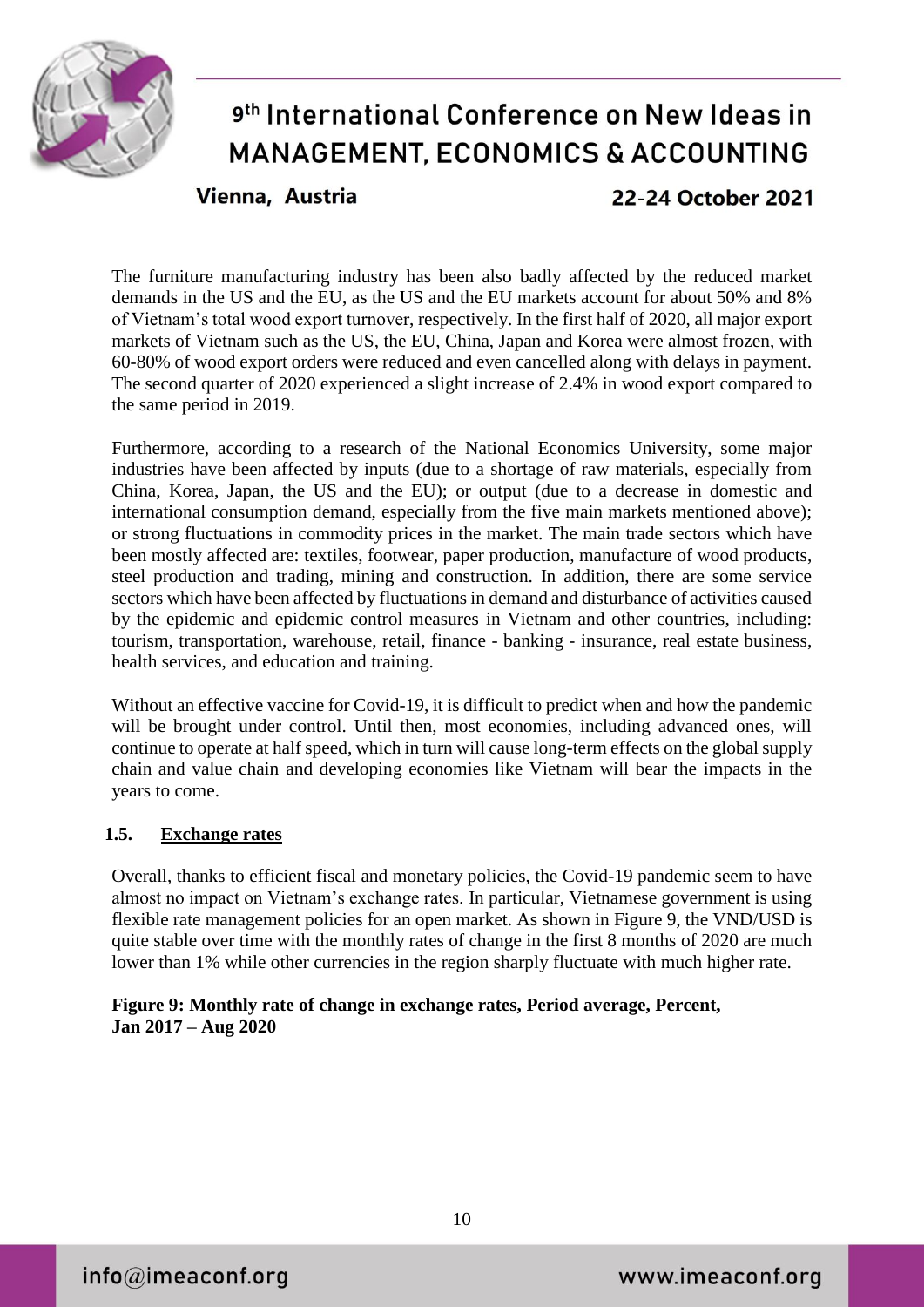The furniture manufacturing industry has been also badly affected by the reduced market demands in the US and the EU, as the US and the EU markets account for about 50% and 8% of Vietnam's total wood export turnover, respectively. In the first half of 2020, all major export markets of Vietnam such as the US, the EU, China, Japan and Korea were almost frozen, with 60-80% of wood export orders were reduced and even cancelled along with delays in payment. The second quarter of 2020 experienced a slight increase of 2.4% in wood export compared to the same period in 2019.

Furthermore, according to a research of the National Economics University, some major industries have been affected by inputs (due to a shortage of raw materials, especially from China, Korea, Japan, the US and the EU); or output (due to a decrease in domestic and international consumption demand, especially from the five main markets mentioned above); or strong fluctuations in commodity prices in the market. The main trade sectors which have been mostly affected are: textiles, footwear, paper production, manufacture of wood products, steel production and trading, mining and construction. In addition, there are some service sectors which have been affected by fluctuations in demand and disturbance of activities caused by the epidemic and epidemic control measures in Vietnam and other countries, including: tourism, transportation, warehouse, retail, finance - banking - insurance, real estate business, health services, and education and training.

Without an effective vaccine for Covid-19, it is difficult to predict when and how the pandemic will be brought under control. Until then, most economies, including advanced ones, will continue to operate at half speed, which in turn will cause long-term effects on the global supply chain and value chain and developing economies like Vietnam will bear the impacts in the years to come.

### 1.5. Exchange rates

Overall, thanks to efficient fiscal and monetary policies, the Covid-19 pandemic seem to have almost no impact on Vietnam's exchange rates. In particular, Vietnamese government is using flexible rate management policies for an open market. As shown in Figure 9, the VND/USD is quite stable over time with the monthly rates of change in the first 8 months of 2020 are much lower than 1% while other currencies in the region sharply fluctuate with much higher rate.

**Figure 9: Monthly rate of change in exchange rates, Period average, Percent, Jan 2017 – Aug 2020**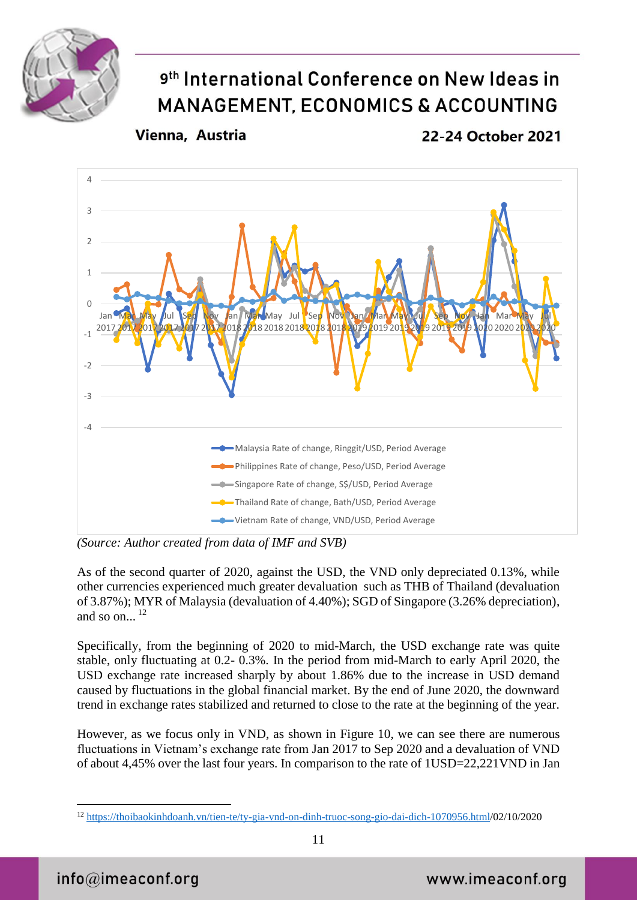*(Source: Author created from data of IMF and SVB)*

As of the second quarter of 2020, against the USD, the VND only depreciated 0.13%, while other currencies experienced much greater devaluation such as THB of Thailand (devaluation of 3.87%); MYR of Malaysia (devaluation of 4.40%); SGD of Singapore (3.26% depreciation), and so on... [12]

Specifically, from the beginning of 2020 to mid-March, the USD exchange rate was quite stable, only fluctuating at 0.2- 0.3%. In the period from mid-March to early April 2020, the USD exchange rate increased sharply by about 1.86% due to the increase in USD demand caused by fluctuations in the global financial market. By the end of June 2020, the downward trend in exchange rates stabilized and returned to close to the rate at the beginning of the year.

However, as we focus only in VND, as shown in Figure 10, we can see there are numerous fluctuations in Vietnam's exchange rate from Jan 2017 to Sep 2020 and a devaluation of VND of about 4,45% over the last four years. In comparison to the rate of 1USD=22,221VND in Jan

---

[12] https://thoibaokinhdoanh.vn/tien-te/ty-gia-vnd-on-dinh-truoc-song-gio-dai-dich-1070956.html/02/10/2020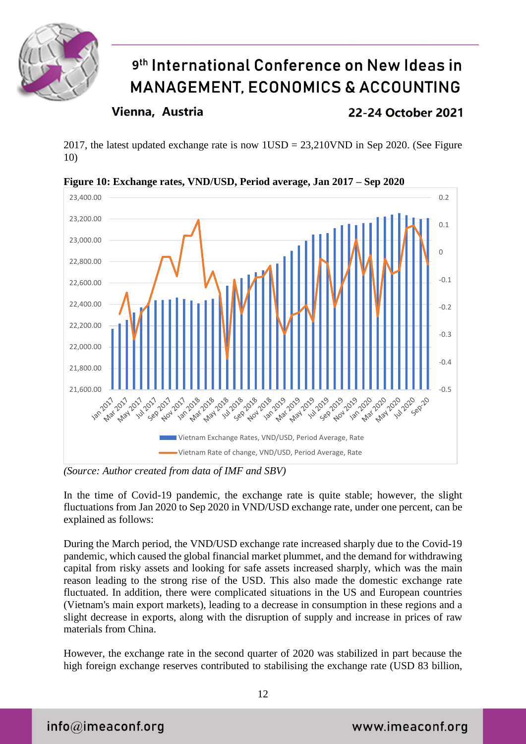2017, the latest updated exchange rate is now 1USD = 23,210VND in Sep 2020. (See Figure 10)

**Figure 10: Exchange rates, VND/USD, Period average, Jan 2017 – Sep 2020**

*(Source: Author created from data of IMF and SBV)*

In the time of Covid-19 pandemic, the exchange rate is quite stable; however, the slight fluctuations from Jan 2020 to Sep 2020 in VND/USD exchange rate, under one percent, can be explained as follows:

During the March period, the VND/USD exchange rate increased sharply due to the Covid-19 pandemic, which caused the global financial market plummet, and the demand for withdrawing capital from risky assets and looking for safe assets increased sharply, which was the main reason leading to the strong rise of the USD. This also made the domestic exchange rate fluctuated. In addition, there were complicated situations in the US and European countries (Vietnam's main export markets), leading to a decrease in consumption in these regions and a slight decrease in exports, along with the disruption of supply and increase in prices of raw materials from China.

However, the exchange rate in the second quarter of 2020 was stabilized in part because the high foreign exchange reserves contributed to stabilising the exchange rate (USD 83 billion,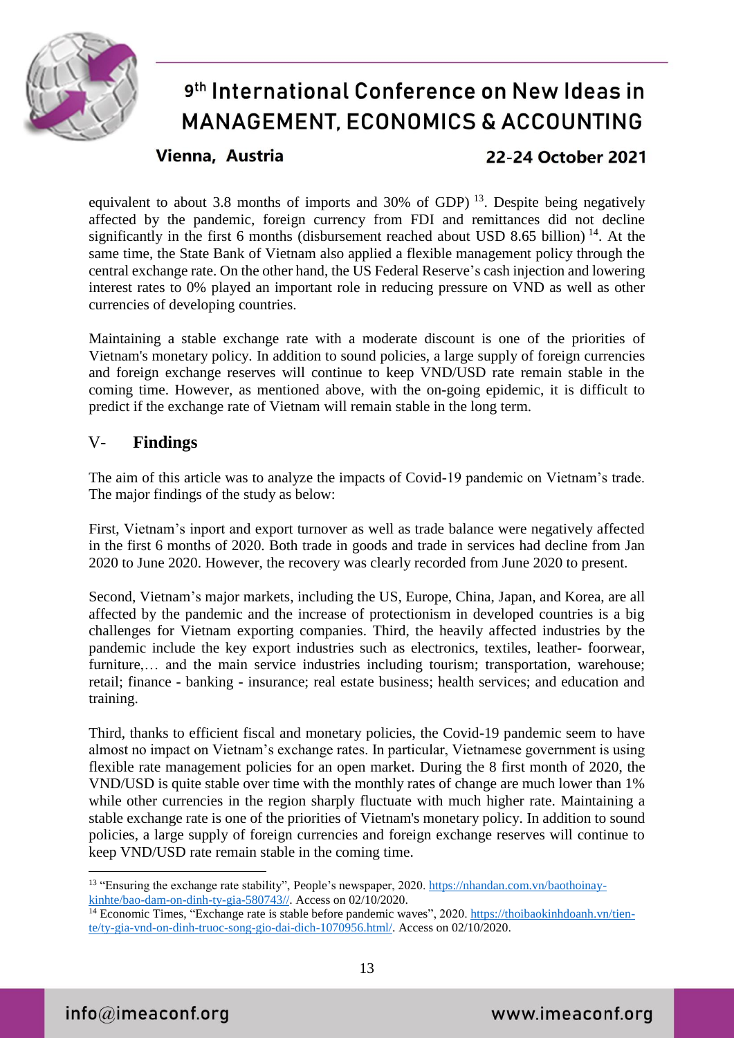equivalent to about 3.8 months of imports and 30% of GDP) [13]. Despite being negatively affected by the pandemic, foreign currency from FDI and remittances did not decline significantly in the first 6 months (disbursement reached about USD 8.65 billion) [14]. At the same time, the State Bank of Vietnam also applied a flexible management policy through the central exchange rate. On the other hand, the US Federal Reserve's cash injection and lowering interest rates to 0% played an important role in reducing pressure on VND as well as other currencies of developing countries.

Maintaining a stable exchange rate with a moderate discount is one of the priorities of Vietnam's monetary policy. In addition to sound policies, a large supply of foreign currencies and foreign exchange reserves will continue to keep VND/USD rate remain stable in the coming time. However, as mentioned above, with the on-going epidemic, it is difficult to predict if the exchange rate of Vietnam will remain stable in the long term.

## V- Findings

The aim of this article was to analyze the impacts of Covid-19 pandemic on Vietnam's trade. The major findings of the study as below:

First, Vietnam's inport and export turnover as well as trade balance were negatively affected in the first 6 months of 2020. Both trade in goods and trade in services had decline from Jan 2020 to June 2020. However, the recovery was clearly recorded from June 2020 to present.

Second, Vietnam's major markets, including the US, Europe, China, Japan, and Korea, are all affected by the pandemic and the increase of protectionism in developed countries is a big challenges for Vietnam exporting companies. Third, the heavily affected industries by the pandemic include the key export industries such as electronics, textiles, leather- foorwear, furniture,… and the main service industries including tourism; transportation, warehouse; retail; finance - banking - insurance; real estate business; health services; and education and training.

Third, thanks to efficient fiscal and monetary policies, the Covid-19 pandemic seem to have almost no impact on Vietnam's exchange rates. In particular, Vietnamese government is using flexible rate management policies for an open market. During the 8 first month of 2020, the VND/USD is quite stable over time with the monthly rates of change are much lower than 1% while other currencies in the region sharply fluctuate with much higher rate. Maintaining a stable exchange rate is one of the priorities of Vietnam's monetary policy. In addition to sound policies, a large supply of foreign currencies and foreign exchange reserves will continue to keep VND/USD rate remain stable in the coming time.

---

[13] "Ensuring the exchange rate stability", People's newspaper, 2020. https://nhandan.com.vn/baothoinay-kinhte/bao-dam-on-dinh-ty-gia-580743//. Access on 02/10/2020.

[14] Economic Times, "Exchange rate is stable before pandemic waves", 2020. https://thoibaokinhdoanh.vn/tien-te/ty-gia-vnd-on-dinh-truoc-song-gio-dai-dich-1070956.html/. Access on 02/10/2020.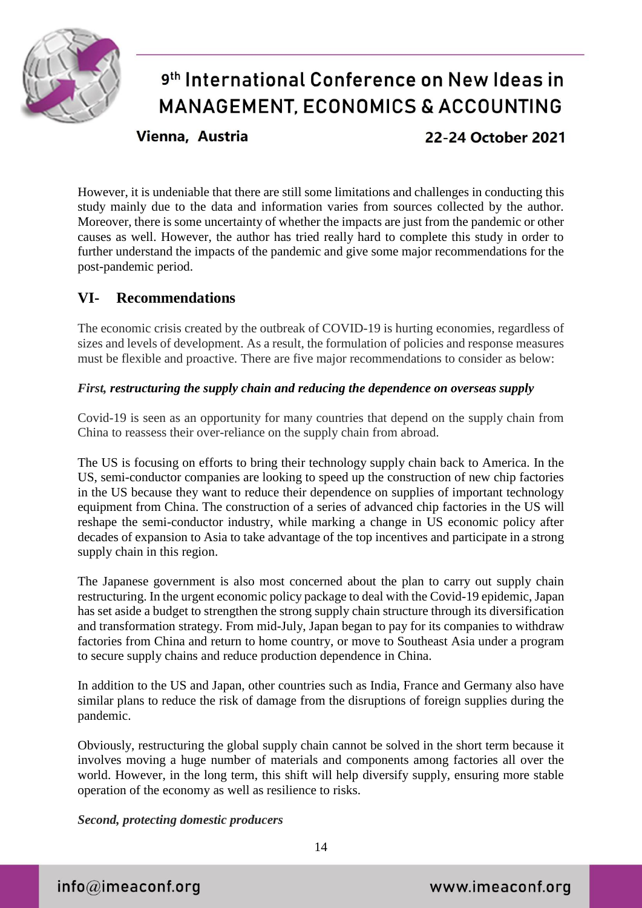However, it is undeniable that there are still some limitations and challenges in conducting this study mainly due to the data and information varies from sources collected by the author. Moreover, there is some uncertainty of whether the impacts are just from the pandemic or other causes as well. However, the author has tried really hard to complete this study in order to further understand the impacts of the pandemic and give some major recommendations for the post-pandemic period.

## VI- Recommendations

The economic crisis created by the outbreak of COVID-19 is hurting economies, regardless of sizes and levels of development. As a result, the formulation of policies and response measures must be flexible and proactive. There are five major recommendations to consider as below:

***First, restructuring the supply chain and reducing the dependence on overseas supply***

Covid-19 is seen as an opportunity for many countries that depend on the supply chain from China to reassess their over-reliance on the supply chain from abroad.

The US is focusing on efforts to bring their technology supply chain back to America. In the US, semi-conductor companies are looking to speed up the construction of new chip factories in the US because they want to reduce their dependence on supplies of important technology equipment from China. The construction of a series of advanced chip factories in the US will reshape the semi-conductor industry, while marking a change in US economic policy after decades of expansion to Asia to take advantage of the top incentives and participate in a strong supply chain in this region.

The Japanese government is also most concerned about the plan to carry out supply chain restructuring. In the urgent economic policy package to deal with the Covid-19 epidemic, Japan has set aside a budget to strengthen the strong supply chain structure through its diversification and transformation strategy. From mid-July, Japan began to pay for its companies to withdraw factories from China and return to home country, or move to Southeast Asia under a program to secure supply chains and reduce production dependence in China.

In addition to the US and Japan, other countries such as India, France and Germany also have similar plans to reduce the risk of damage from the disruptions of foreign supplies during the pandemic.

Obviously, restructuring the global supply chain cannot be solved in the short term because it involves moving a huge number of materials and components among factories all over the world. However, in the long term, this shift will help diversify supply, ensuring more stable operation of the economy as well as resilience to risks.

***Second, protecting domestic producers***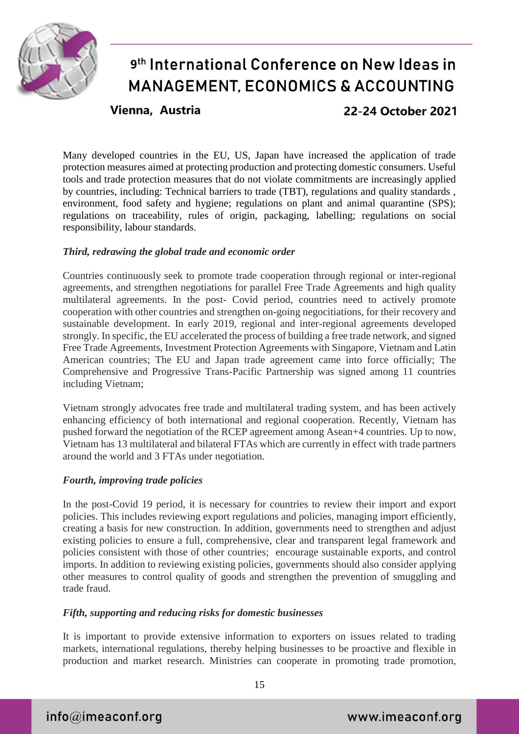Many developed countries in the EU, US, Japan have increased the application of trade protection measures aimed at protecting production and protecting domestic consumers. Useful tools and trade protection measures that do not violate commitments are increasingly applied by countries, including: Technical barriers to trade (TBT), regulations and quality standards , environment, food safety and hygiene; regulations on plant and animal quarantine (SPS); regulations on traceability, rules of origin, packaging, labelling; regulations on social responsibility, labour standards.

***Third, redrawing the global trade and economic order***

Countries continuously seek to promote trade cooperation through regional or inter-regional agreements, and strengthen negotiations for parallel Free Trade Agreements and high quality multilateral agreements. In the post- Covid period, countries need to actively promote cooperation with other countries and strengthen on-going negocitiations, for their recovery and sustainable development. In early 2019, regional and inter-regional agreements developed strongly. In specific, the EU accelerated the process of building a free trade network, and signed Free Trade Agreements, Investment Protection Agreements with Singapore, Vietnam and Latin American countries; The EU and Japan trade agreement came into force officially; The Comprehensive and Progressive Trans-Pacific Partnership was signed among 11 countries including Vietnam;

Vietnam strongly advocates free trade and multilateral trading system, and has been actively enhancing efficiency of both international and regional cooperation. Recently, Vietnam has pushed forward the negotiation of the RCEP agreement among Asean+4 countries. Up to now, Vietnam has 13 multilateral and bilateral FTAs which are currently in effect with trade partners around the world and 3 FTAs under negotiation.

***Fourth, improving trade policies***

In the post-Covid 19 period, it is necessary for countries to review their import and export policies. This includes reviewing export regulations and policies, managing import efficiently, creating a basis for new construction. In addition, governments need to strengthen and adjust existing policies to ensure a full, comprehensive, clear and transparent legal framework and policies consistent with those of other countries; encourage sustainable exports, and control imports. In addition to reviewing existing policies, governments should also consider applying other measures to control quality of goods and strengthen the prevention of smuggling and trade fraud.

***Fifth, supporting and reducing risks for domestic businesses***

It is important to provide extensive information to exporters on issues related to trading markets, international regulations, thereby helping businesses to be proactive and flexible in production and market research. Ministries can cooperate in promoting trade promotion,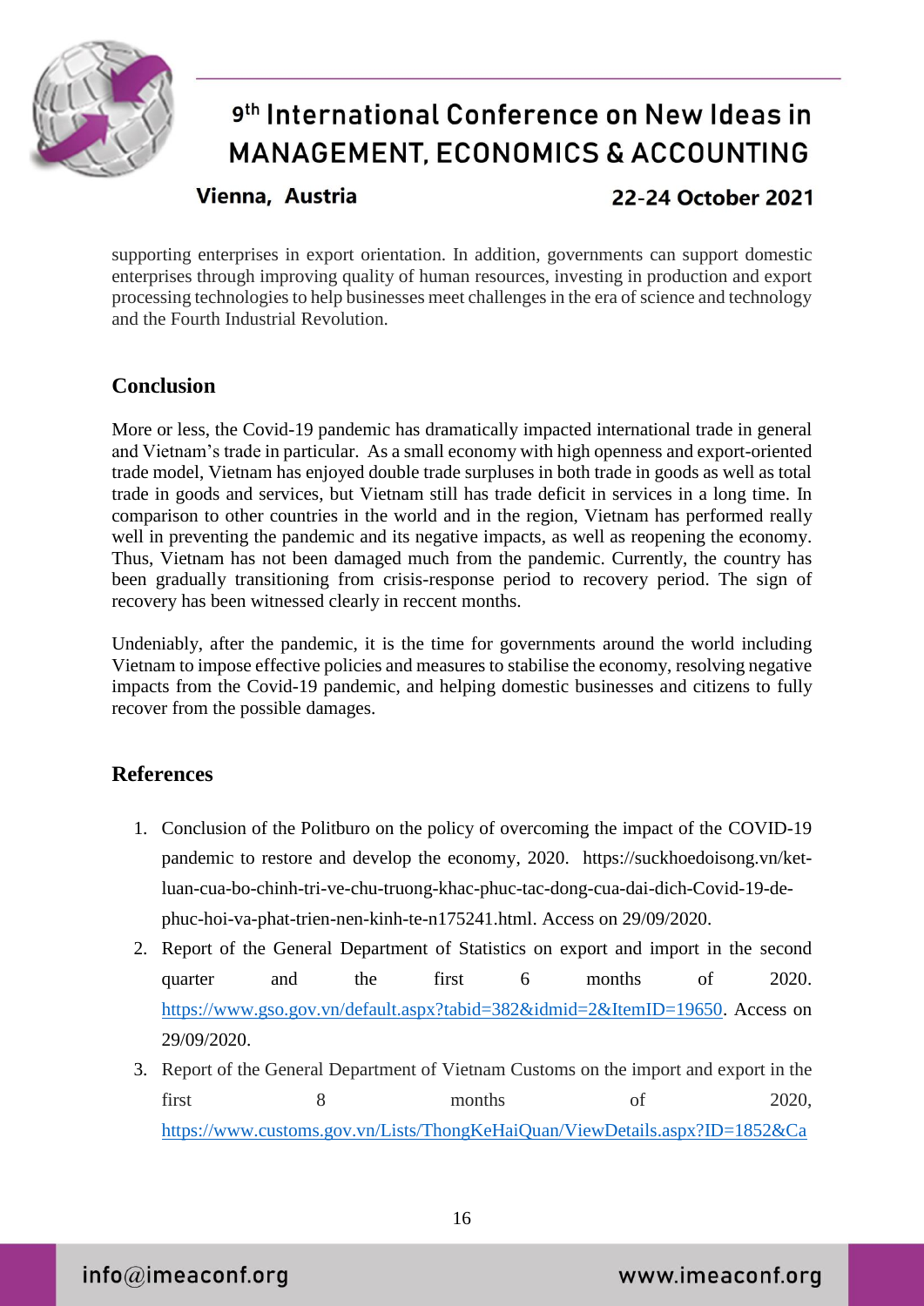supporting enterprises in export orientation. In addition, governments can support domestic enterprises through improving quality of human resources, investing in production and export processing technologies to help businesses meet challenges in the era of science and technology and the Fourth Industrial Revolution.

## Conclusion

More or less, the Covid-19 pandemic has dramatically impacted international trade in general and Vietnam's trade in particular. As a small economy with high openness and export-oriented trade model, Vietnam has enjoyed double trade surpluses in both trade in goods as well as total trade in goods and services, but Vietnam still has trade deficit in services in a long time. In comparison to other countries in the world and in the region, Vietnam has performed really well in preventing the pandemic and its negative impacts, as well as reopening the economy. Thus, Vietnam has not been damaged much from the pandemic. Currently, the country has been gradually transitioning from crisis-response period to recovery period. The sign of recovery has been witnessed clearly in reccent months.

Undeniably, after the pandemic, it is the time for governments around the world including Vietnam to impose effective policies and measures to stabilise the economy, resolving negative impacts from the Covid-19 pandemic, and helping domestic businesses and citizens to fully recover from the possible damages.

## References

1. Conclusion of the Politburo on the policy of overcoming the impact of the COVID-19 pandemic to restore and develop the economy, 2020. https://suckhoedoisong.vn/ket-luan-cua-bo-chinh-tri-ve-chu-truong-khac-phuc-tac-dong-cua-dai-dich-Covid-19-de-phuc-hoi-va-phat-trien-nen-kinh-te-n175241.html. Access on 29/09/2020.
2. Report of the General Department of Statistics on export and import in the second quarter and the first 6 months of 2020. https://www.gso.gov.vn/default.aspx?tabid=382&idmid=2&ItemID=19650. Access on 29/09/2020.
3. Report of the General Department of Vietnam Customs on the import and export in the first 8 months of 2020, https://www.customs.gov.vn/Lists/ThongKeHaiQuan/ViewDetails.aspx?ID=1852&Ca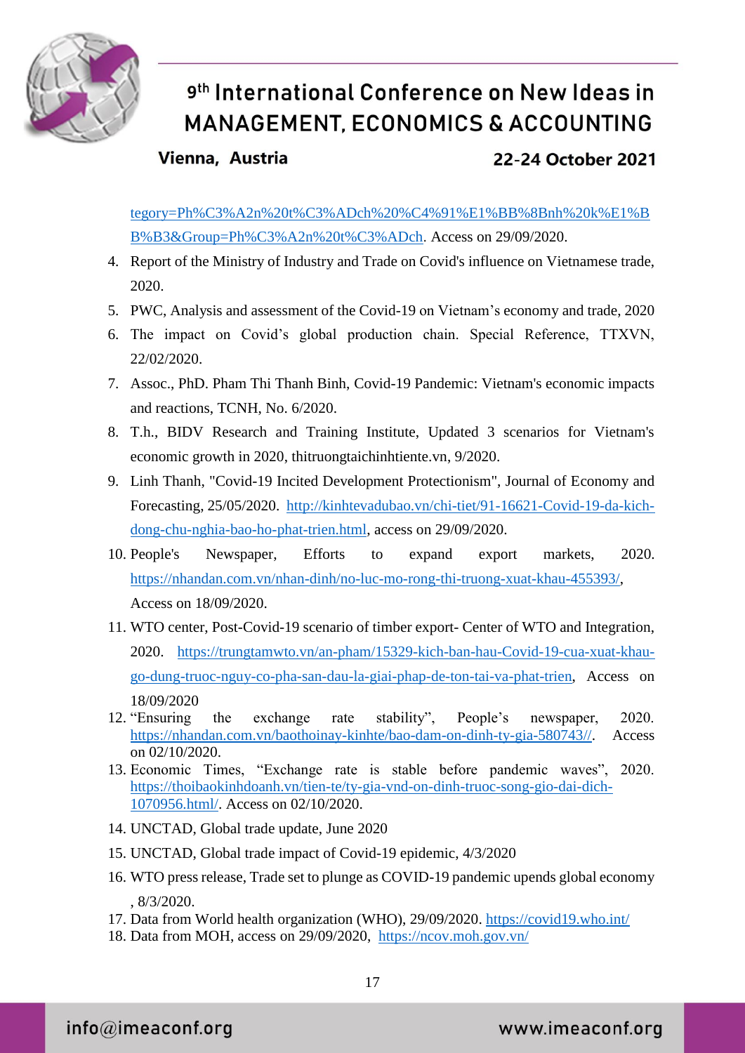tegory=Ph%C3%A2n%20t%C3%ADch%20%C4%91%E1%BB%8Bnh%20k%E1%BB%B3&Group=Ph%C3%A2n%20t%C3%ADch. Access on 29/09/2020.

4. Report of the Ministry of Industry and Trade on Covid's influence on Vietnamese trade, 2020.
5. PWC, Analysis and assessment of the Covid-19 on Vietnam's economy and trade, 2020
6. The impact on Covid's global production chain. Special Reference, TTXVN, 22/02/2020.
7. Assoc., PhD. Pham Thi Thanh Binh, Covid-19 Pandemic: Vietnam's economic impacts and reactions, TCNH, No. 6/2020.
8. T.h., BIDV Research and Training Institute, Updated 3 scenarios for Vietnam's economic growth in 2020, thitruongtaichinhtiente.vn, 9/2020.
9. Linh Thanh, "Covid-19 Incited Development Protectionism", Journal of Economy and Forecasting, 25/05/2020. http://kinhtevadubao.vn/chi-tiet/91-16621-Covid-19-da-kich-dong-chu-nghia-bao-ho-phat-trien.html, access on 29/09/2020.
10. People's Newspaper, Efforts to expand export markets, 2020. https://nhandan.com.vn/nhan-dinh/no-luc-mo-rong-thi-truong-xuat-khau-455393/, Access on 18/09/2020.
11. WTO center, Post-Covid-19 scenario of timber export- Center of WTO and Integration, 2020. https://trungtamwto.vn/an-pham/15329-kich-ban-hau-Covid-19-cua-xuat-khau-go-dung-truoc-nguy-co-pha-san-dau-la-giai-phap-de-ton-tai-va-phat-trien, Access on 18/09/2020
12. "Ensuring the exchange rate stability", People's newspaper, 2020. https://nhandan.com.vn/baothoinay-kinhte/bao-dam-on-dinh-ty-gia-580743//. Access on 02/10/2020.
13. Economic Times, "Exchange rate is stable before pandemic waves", 2020. https://thoibaokinhdoanh.vn/tien-te/ty-gia-vnd-on-dinh-truoc-song-gio-dai-dich-1070956.html/. Access on 02/10/2020.
14. UNCTAD, Global trade update, June 2020
15. UNCTAD, Global trade impact of Covid-19 epidemic, 4/3/2020
16. WTO press release, Trade set to plunge as COVID-19 pandemic upends global economy , 8/3/2020.
17. Data from World health organization (WHO), 29/09/2020. https://covid19.who.int/
18. Data from MOH, access on 29/09/2020, https://ncov.moh.gov.vn/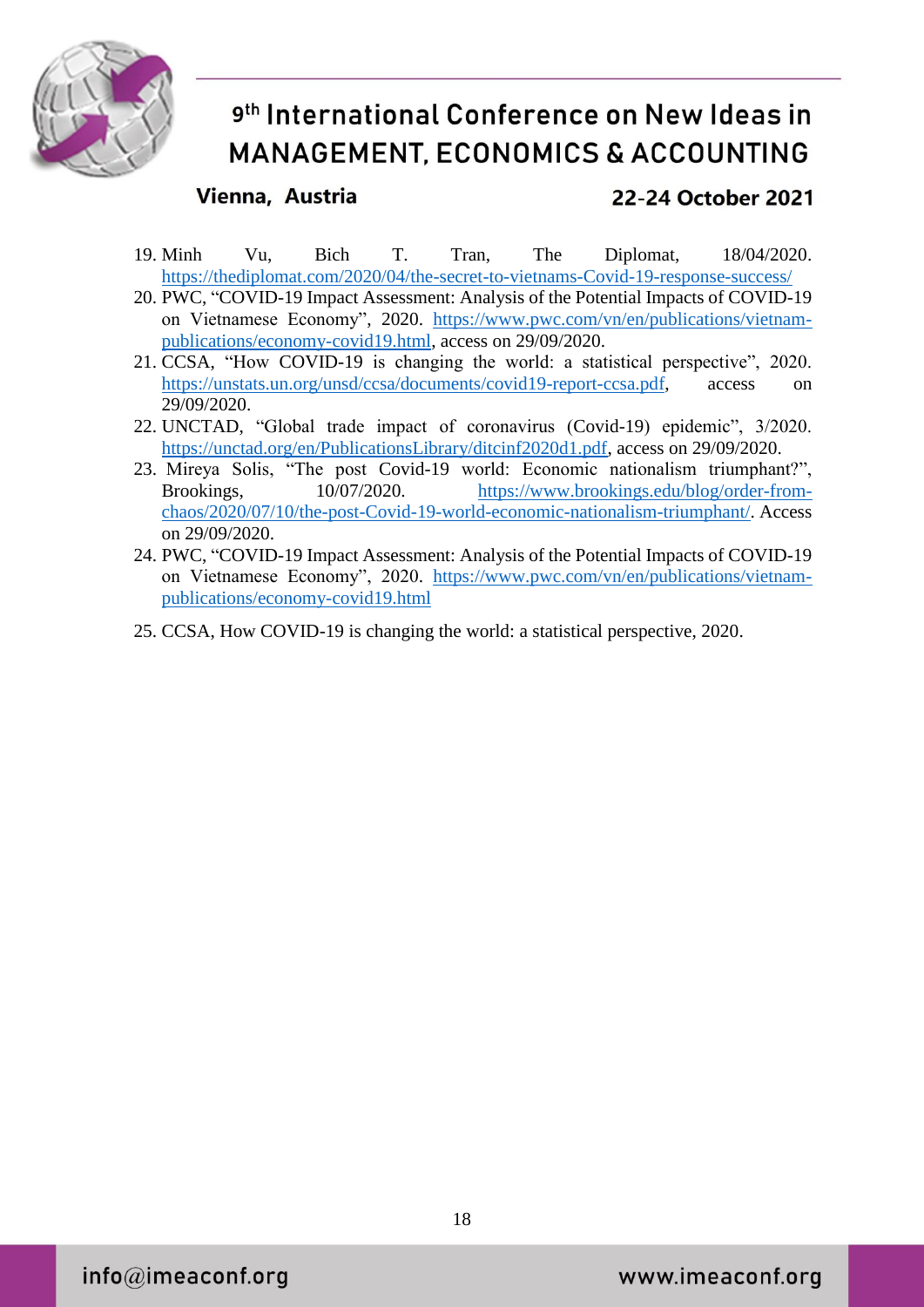19. Minh Vu, Bich T. Tran, The Diplomat, 18/04/2020. https://thediplomat.com/2020/04/the-secret-to-vietnams-Covid-19-response-success/
20. PWC, "COVID-19 Impact Assessment: Analysis of the Potential Impacts of COVID-19 on Vietnamese Economy", 2020. https://www.pwc.com/vn/en/publications/vietnam-publications/economy-covid19.html, access on 29/09/2020.
21. CCSA, "How COVID-19 is changing the world: a statistical perspective", 2020. https://unstats.un.org/unsd/ccsa/documents/covid19-report-ccsa.pdf, access on 29/09/2020.
22. UNCTAD, "Global trade impact of coronavirus (Covid-19) epidemic", 3/2020. https://unctad.org/en/PublicationsLibrary/ditcinf2020d1.pdf, access on 29/09/2020.
23. Mireya Solis, "The post Covid-19 world: Economic nationalism triumphant?", Brookings, 10/07/2020. https://www.brookings.edu/blog/order-from-chaos/2020/07/10/the-post-Covid-19-world-economic-nationalism-triumphant/. Access on 29/09/2020.
24. PWC, "COVID-19 Impact Assessment: Analysis of the Potential Impacts of COVID-19 on Vietnamese Economy", 2020. https://www.pwc.com/vn/en/publications/vietnam-publications/economy-covid19.html
25. CCSA, How COVID-19 is changing the world: a statistical perspective, 2020.